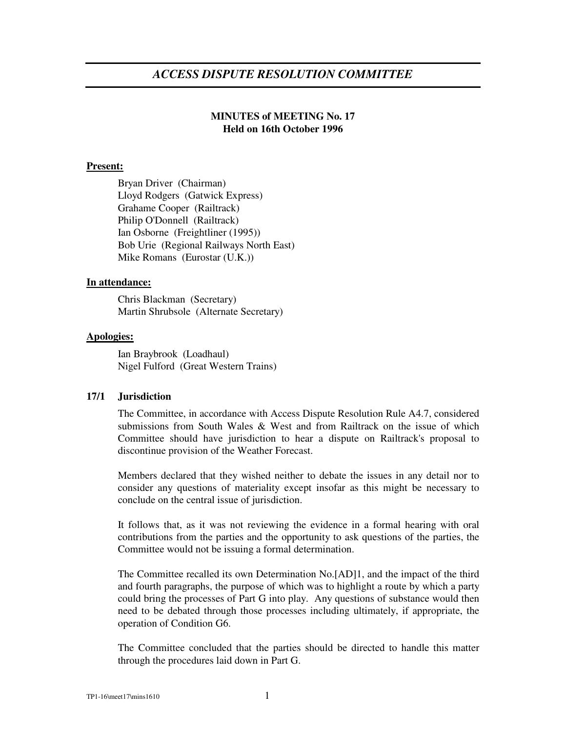# *ACCESS DISPUTE RESOLUTION COMMITTEE*

**MINUTES of MEETING No. 17**
**Held on 16th October 1996**

**Present:**

Bryan Driver (Chairman)
Lloyd Rodgers (Gatwick Express)
Grahame Cooper (Railtrack)
Philip O'Donnell (Railtrack)
Ian Osborne (Freightliner (1995))
Bob Urie (Regional Railways North East)
Mike Romans (Eurostar (U.K.))

**In attendance:**

Chris Blackman (Secretary)
Martin Shrubsole (Alternate Secretary)

**Apologies:**

Ian Braybrook (Loadhaul)
Nigel Fulford (Great Western Trains)

**17/1 Jurisdiction**

The Committee, in accordance with Access Dispute Resolution Rule A4.7, considered submissions from South Wales & West and from Railtrack on the issue of which Committee should have jurisdiction to hear a dispute on Railtrack's proposal to discontinue provision of the Weather Forecast.

Members declared that they wished neither to debate the issues in any detail nor to consider any questions of materiality except insofar as this might be necessary to conclude on the central issue of jurisdiction.

It follows that, as it was not reviewing the evidence in a formal hearing with oral contributions from the parties and the opportunity to ask questions of the parties, the Committee would not be issuing a formal determination.

The Committee recalled its own Determination No.[AD]1, and the impact of the third and fourth paragraphs, the purpose of which was to highlight a route by which a party could bring the processes of Part G into play. Any questions of substance would then need to be debated through those processes including ultimately, if appropriate, the operation of Condition G6.

The Committee concluded that the parties should be directed to handle this matter through the procedures laid down in Part G.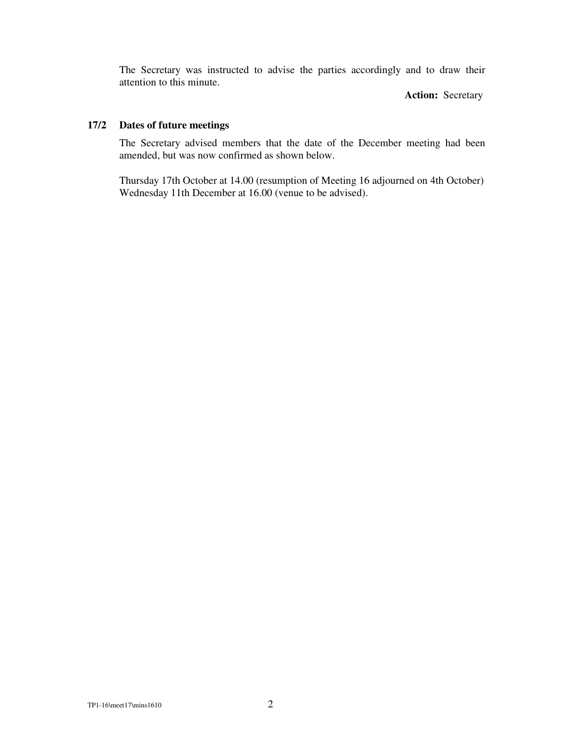The Secretary was instructed to advise the parties accordingly and to draw their attention to this minute.

**Action:** Secretary

### 17/2 Dates of future meetings

The Secretary advised members that the date of the December meeting had been amended, but was now confirmed as shown below.

Thursday 17th October at 14.00 (resumption of Meeting 16 adjourned on 4th October)
Wednesday 11th December at 16.00 (venue to be advised).